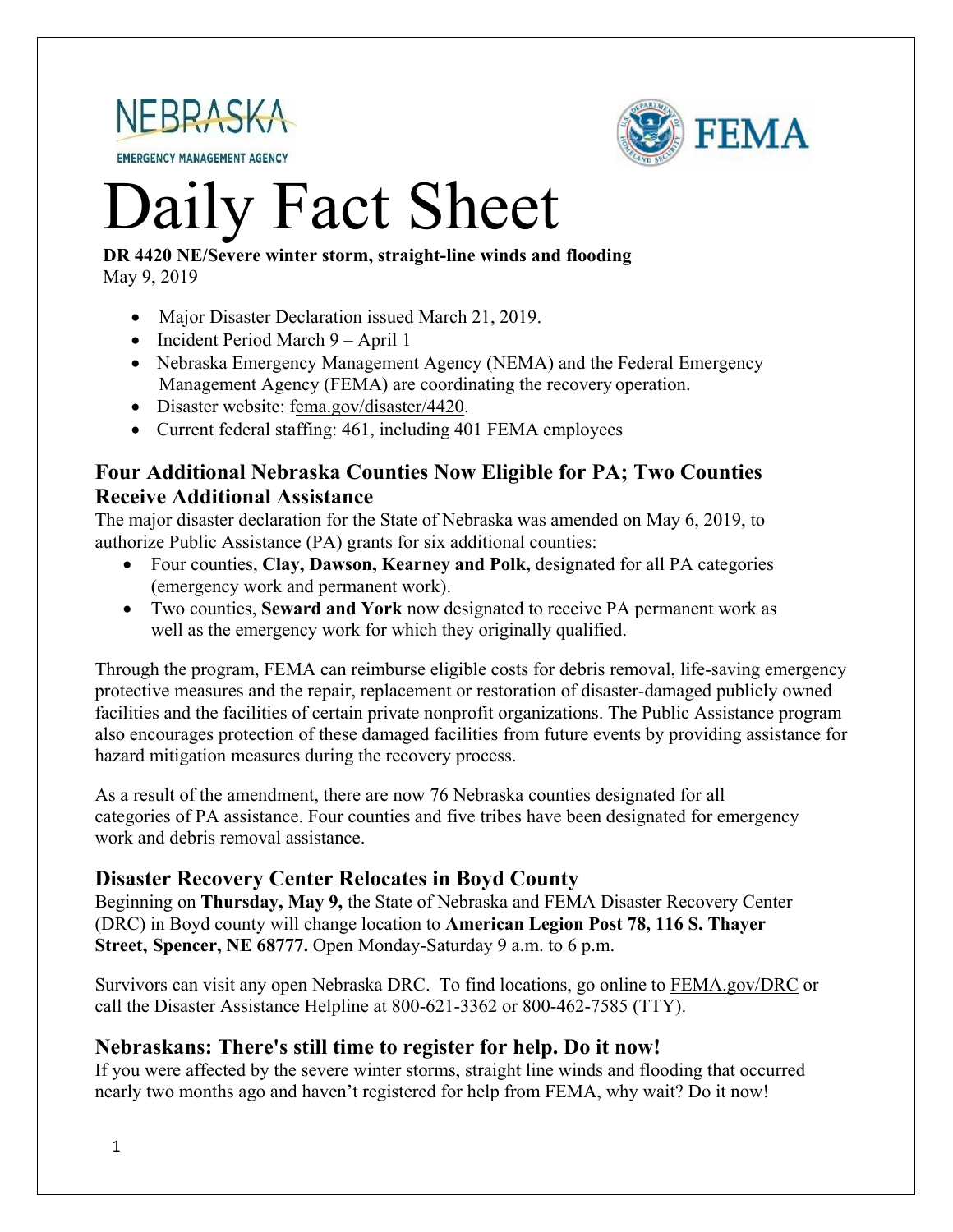NEBRASKA
EMERGENCY MANAGEMENT AGENCY

FEMA

# Daily Fact Sheet

**DR 4420 NE/Severe winter storm, straight-line winds and flooding**
May 9, 2019

- Major Disaster Declaration issued March 21, 2019.
- Incident Period March 9 – April 1
- Nebraska Emergency Management Agency (NEMA) and the Federal Emergency Management Agency (FEMA) are coordinating the recovery operation.
- Disaster website: fema.gov/disaster/4420.
- Current federal staffing: 461, including 401 FEMA employees

## Four Additional Nebraska Counties Now Eligible for PA; Two Counties Receive Additional Assistance

The major disaster declaration for the State of Nebraska was amended on May 6, 2019, to authorize Public Assistance (PA) grants for six additional counties:

- Four counties, **Clay, Dawson, Kearney and Polk,** designated for all PA categories (emergency work and permanent work).
- Two counties, **Seward and York** now designated to receive PA permanent work as well as the emergency work for which they originally qualified.

Through the program, FEMA can reimburse eligible costs for debris removal, life-saving emergency protective measures and the repair, replacement or restoration of disaster-damaged publicly owned facilities and the facilities of certain private nonprofit organizations. The Public Assistance program also encourages protection of these damaged facilities from future events by providing assistance for hazard mitigation measures during the recovery process.

As a result of the amendment, there are now 76 Nebraska counties designated for all categories of PA assistance. Four counties and five tribes have been designated for emergency work and debris removal assistance.

## Disaster Recovery Center Relocates in Boyd County

Beginning on **Thursday, May 9,** the State of Nebraska and FEMA Disaster Recovery Center (DRC) in Boyd county will change location to **American Legion Post 78, 116 S. Thayer Street, Spencer, NE 68777.** Open Monday-Saturday 9 a.m. to 6 p.m.

Survivors can visit any open Nebraska DRC. To find locations, go online to FEMA.gov/DRC or call the Disaster Assistance Helpline at 800-621-3362 or 800-462-7585 (TTY).

## Nebraskans: There's still time to register for help. Do it now!

If you were affected by the severe winter storms, straight line winds and flooding that occurred nearly two months ago and haven't registered for help from FEMA, why wait? Do it now!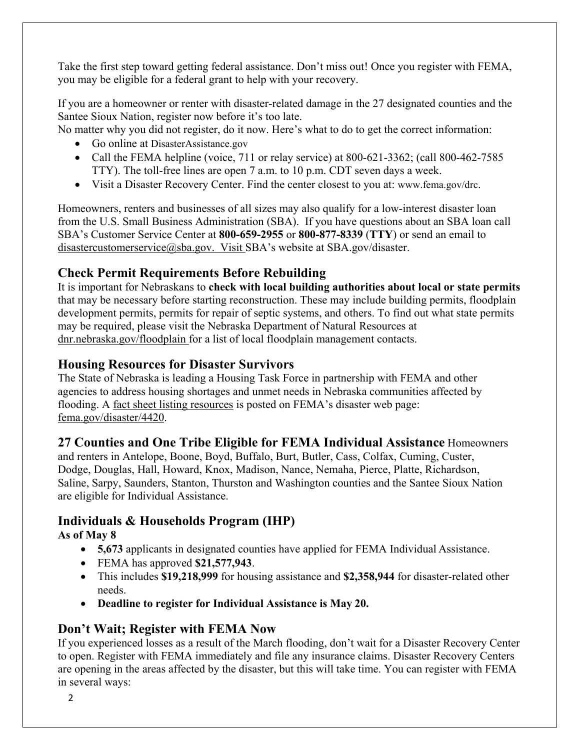Take the first step toward getting federal assistance. Don't miss out! Once you register with FEMA, you may be eligible for a federal grant to help with your recovery.

If you are a homeowner or renter with disaster-related damage in the 27 designated counties and the Santee Sioux Nation, register now before it's too late.
No matter why you did not register, do it now. Here's what to do to get the correct information:

- Go online at DisasterAssistance.gov
- Call the FEMA helpline (voice, 711 or relay service) at 800-621-3362; (call 800-462-7585 TTY). The toll-free lines are open 7 a.m. to 10 p.m. CDT seven days a week.
- Visit a Disaster Recovery Center. Find the center closest to you at: www.fema.gov/drc.

Homeowners, renters and businesses of all sizes may also qualify for a low-interest disaster loan from the U.S. Small Business Administration (SBA). If you have questions about an SBA loan call SBA's Customer Service Center at **800-659-2955** or **800-877-8339** (**TTY**) or send an email to disastercustomerservice@sba.gov. Visit SBA's website at SBA.gov/disaster.

## Check Permit Requirements Before Rebuilding

It is important for Nebraskans to **check with local building authorities about local or state permits** that may be necessary before starting reconstruction. These may include building permits, floodplain development permits, permits for repair of septic systems, and others. To find out what state permits may be required, please visit the Nebraska Department of Natural Resources at dnr.nebraska.gov/floodplain for a list of local floodplain management contacts.

## Housing Resources for Disaster Survivors

The State of Nebraska is leading a Housing Task Force in partnership with FEMA and other agencies to address housing shortages and unmet needs in Nebraska communities affected by flooding. A fact sheet listing resources is posted on FEMA's disaster web page: fema.gov/disaster/4420.

## 27 Counties and One Tribe Eligible for FEMA Individual Assistance

Homeowners and renters in Antelope, Boone, Boyd, Buffalo, Burt, Butler, Cass, Colfax, Cuming, Custer, Dodge, Douglas, Hall, Howard, Knox, Madison, Nance, Nemaha, Pierce, Platte, Richardson, Saline, Sarpy, Saunders, Stanton, Thurston and Washington counties and the Santee Sioux Nation are eligible for Individual Assistance.

## Individuals & Households Program (IHP)

**As of May 8**

- **5,673** applicants in designated counties have applied for FEMA Individual Assistance.
- FEMA has approved **$21,577,943**.
- This includes **$19,218,999** for housing assistance and **$2,358,944** for disaster-related other needs.
- **Deadline to register for Individual Assistance is May 20.**

## Don't Wait; Register with FEMA Now

If you experienced losses as a result of the March flooding, don't wait for a Disaster Recovery Center to open. Register with FEMA immediately and file any insurance claims. Disaster Recovery Centers are opening in the areas affected by the disaster, but this will take time. You can register with FEMA in several ways: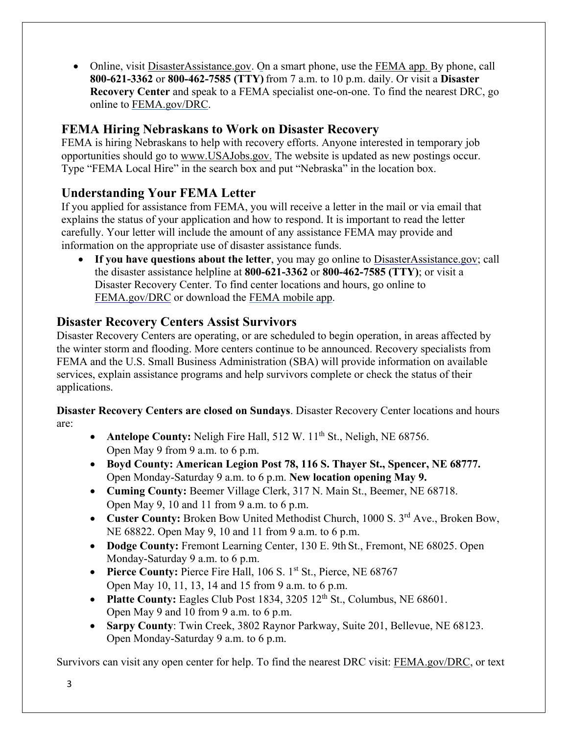- Online, visit DisasterAssistance.gov. On a smart phone, use the FEMA app. By phone, call **800-621-3362** or **800-462-7585 (TTY)** from 7 a.m. to 10 p.m. daily. Or visit a **Disaster Recovery Center** and speak to a FEMA specialist one-on-one. To find the nearest DRC, go online to FEMA.gov/DRC.

## FEMA Hiring Nebraskans to Work on Disaster Recovery

FEMA is hiring Nebraskans to help with recovery efforts. Anyone interested in temporary job opportunities should go to www.USAJobs.gov. The website is updated as new postings occur. Type "FEMA Local Hire" in the search box and put "Nebraska" in the location box.

## Understanding Your FEMA Letter

If you applied for assistance from FEMA, you will receive a letter in the mail or via email that explains the status of your application and how to respond. It is important to read the letter carefully. Your letter will include the amount of any assistance FEMA may provide and information on the appropriate use of disaster assistance funds.

- **If you have questions about the letter**, you may go online to DisasterAssistance.gov; call the disaster assistance helpline at **800-621-3362** or **800-462-7585 (TTY)**; or visit a Disaster Recovery Center. To find center locations and hours, go online to FEMA.gov/DRC or download the FEMA mobile app.

## Disaster Recovery Centers Assist Survivors

Disaster Recovery Centers are operating, or are scheduled to begin operation, in areas affected by the winter storm and flooding. More centers continue to be announced. Recovery specialists from FEMA and the U.S. Small Business Administration (SBA) will provide information on available services, explain assistance programs and help survivors complete or check the status of their applications.

**Disaster Recovery Centers are closed on Sundays**. Disaster Recovery Center locations and hours are:

- **Antelope County:** Neligh Fire Hall, 512 W. 11th St., Neligh, NE 68756. Open May 9 from 9 a.m. to 6 p.m.
- **Boyd County: American Legion Post 78, 116 S. Thayer St., Spencer, NE 68777.** Open Monday-Saturday 9 a.m. to 6 p.m. **New location opening May 9.**
- **Cuming County:** Beemer Village Clerk, 317 N. Main St., Beemer, NE 68718. Open May 9, 10 and 11 from 9 a.m. to 6 p.m.
- **Custer County:** Broken Bow United Methodist Church, 1000 S. 3rd Ave., Broken Bow, NE 68822. Open May 9, 10 and 11 from 9 a.m. to 6 p.m.
- **Dodge County:** Fremont Learning Center, 130 E. 9th St., Fremont, NE 68025. Open Monday-Saturday 9 a.m. to 6 p.m.
- **Pierce County:** Pierce Fire Hall, 106 S. 1st St., Pierce, NE 68767 Open May 10, 11, 13, 14 and 15 from 9 a.m. to 6 p.m.
- **Platte County:** Eagles Club Post 1834, 3205 12th St., Columbus, NE 68601. Open May 9 and 10 from 9 a.m. to 6 p.m.
- **Sarpy County**: Twin Creek, 3802 Raynor Parkway, Suite 201, Bellevue, NE 68123. Open Monday-Saturday 9 a.m. to 6 p.m.

Survivors can visit any open center for help. To find the nearest DRC visit: FEMA.gov/DRC, or text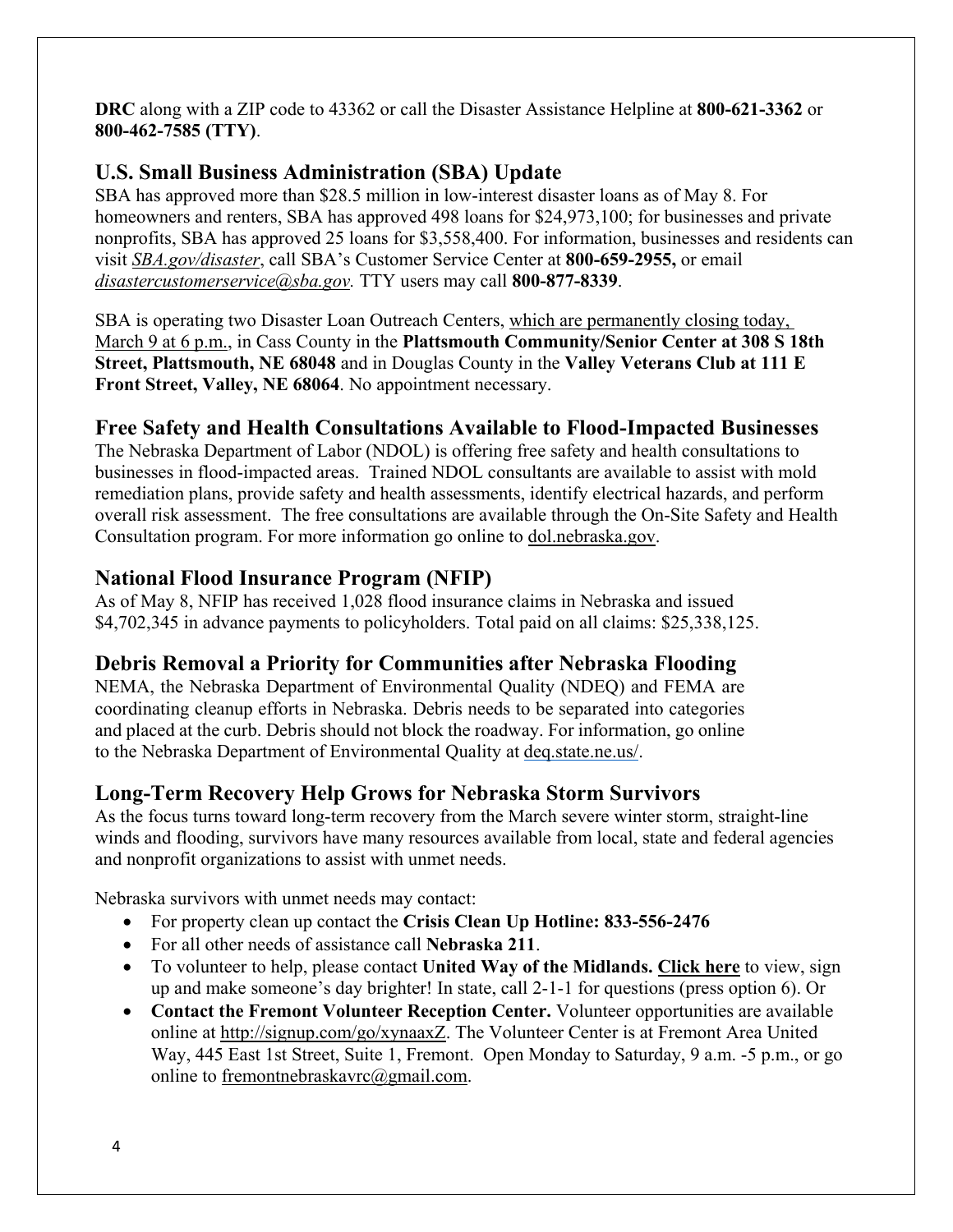**DRC** along with a ZIP code to 43362 or call the Disaster Assistance Helpline at **800-621-3362** or **800-462-7585 (TTY)**.

## U.S. Small Business Administration (SBA) Update

SBA has approved more than $28.5 million in low-interest disaster loans as of May 8. For homeowners and renters, SBA has approved 498 loans for $24,973,100; for businesses and private nonprofits, SBA has approved 25 loans for $3,558,400. For information, businesses and residents can visit *SBA.gov/disaster*, call SBA's Customer Service Center at **800-659-2955,** or email *disastercustomerservice@sba.gov.* TTY users may call **800-877-8339**.

SBA is operating two Disaster Loan Outreach Centers, which are permanently closing today, March 9 at 6 p.m., in Cass County in the **Plattsmouth Community/Senior Center at 308 S 18th Street, Plattsmouth, NE 68048** and in Douglas County in the **Valley Veterans Club at 111 E Front Street, Valley, NE 68064**. No appointment necessary.

## Free Safety and Health Consultations Available to Flood-Impacted Businesses

The Nebraska Department of Labor (NDOL) is offering free safety and health consultations to businesses in flood-impacted areas. Trained NDOL consultants are available to assist with mold remediation plans, provide safety and health assessments, identify electrical hazards, and perform overall risk assessment. The free consultations are available through the On-Site Safety and Health Consultation program. For more information go online to dol.nebraska.gov.

## National Flood Insurance Program (NFIP)

As of May 8, NFIP has received 1,028 flood insurance claims in Nebraska and issued $4,702,345 in advance payments to policyholders. Total paid on all claims: $25,338,125.

## Debris Removal a Priority for Communities after Nebraska Flooding

NEMA, the Nebraska Department of Environmental Quality (NDEQ) and FEMA are coordinating cleanup efforts in Nebraska. Debris needs to be separated into categories and placed at the curb. Debris should not block the roadway. For information, go online to the Nebraska Department of Environmental Quality at deq.state.ne.us/.

## Long-Term Recovery Help Grows for Nebraska Storm Survivors

As the focus turns toward long-term recovery from the March severe winter storm, straight-line winds and flooding, survivors have many resources available from local, state and federal agencies and nonprofit organizations to assist with unmet needs.

Nebraska survivors with unmet needs may contact:

- For property clean up contact the **Crisis Clean Up Hotline: 833-556-2476**
- For all other needs of assistance call **Nebraska 211**.
- To volunteer to help, please contact **United Way of the Midlands. Click here** to view, sign up and make someone's day brighter! In state, call 2-1-1 for questions (press option 6). Or
- **Contact the Fremont Volunteer Reception Center.** Volunteer opportunities are available online at http://signup.com/go/xynaaxZ. The Volunteer Center is at Fremont Area United Way, 445 East 1st Street, Suite 1, Fremont. Open Monday to Saturday, 9 a.m. -5 p.m., or go online to fremontnebraskavrc@gmail.com.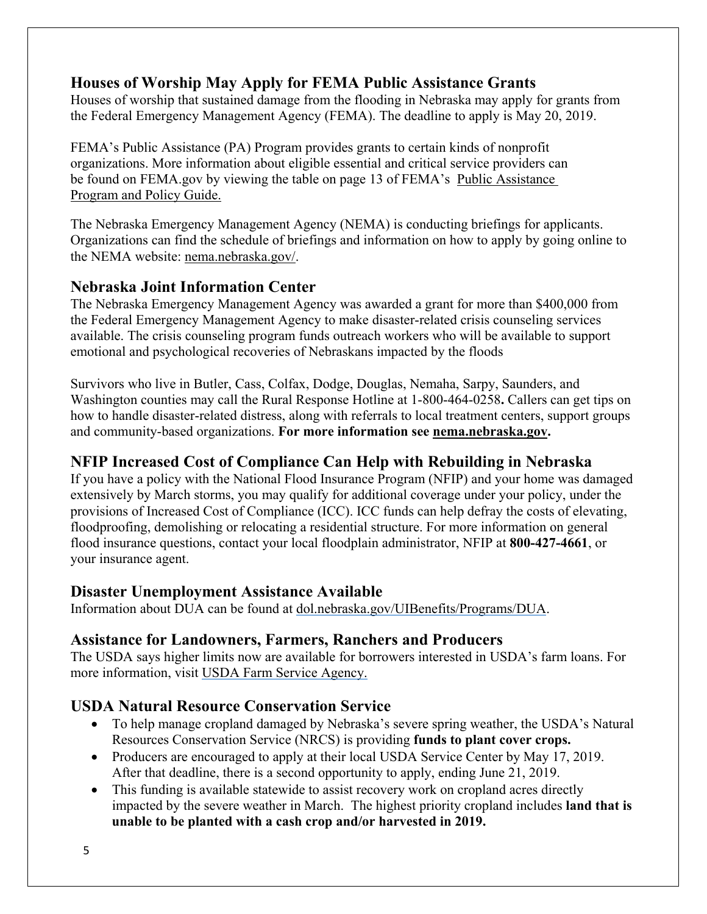## Houses of Worship May Apply for FEMA Public Assistance Grants

Houses of worship that sustained damage from the flooding in Nebraska may apply for grants from the Federal Emergency Management Agency (FEMA). The deadline to apply is May 20, 2019.

FEMA's Public Assistance (PA) Program provides grants to certain kinds of nonprofit organizations. More information about eligible essential and critical service providers can be found on FEMA.gov by viewing the table on page 13 of FEMA's Public Assistance Program and Policy Guide.

The Nebraska Emergency Management Agency (NEMA) is conducting briefings for applicants. Organizations can find the schedule of briefings and information on how to apply by going online to the NEMA website: nema.nebraska.gov/.

## Nebraska Joint Information Center

The Nebraska Emergency Management Agency was awarded a grant for more than $400,000 from the Federal Emergency Management Agency to make disaster-related crisis counseling services available. The crisis counseling program funds outreach workers who will be available to support emotional and psychological recoveries of Nebraskans impacted by the floods

Survivors who live in Butler, Cass, Colfax, Dodge, Douglas, Nemaha, Sarpy, Saunders, and Washington counties may call the Rural Response Hotline at 1-800-464-0258**.** Callers can get tips on how to handle disaster-related distress, along with referrals to local treatment centers, support groups and community-based organizations. **For more information see nema.nebraska.gov.**

## NFIP Increased Cost of Compliance Can Help with Rebuilding in Nebraska

If you have a policy with the National Flood Insurance Program (NFIP) and your home was damaged extensively by March storms, you may qualify for additional coverage under your policy, under the provisions of Increased Cost of Compliance (ICC). ICC funds can help defray the costs of elevating, floodproofing, demolishing or relocating a residential structure. For more information on general flood insurance questions, contact your local floodplain administrator, NFIP at **800-427-4661**, or your insurance agent.

## Disaster Unemployment Assistance Available

Information about DUA can be found at dol.nebraska.gov/UIBenefits/Programs/DUA.

## Assistance for Landowners, Farmers, Ranchers and Producers

The USDA says higher limits now are available for borrowers interested in USDA's farm loans. For more information, visit USDA Farm Service Agency.

## USDA Natural Resource Conservation Service

- To help manage cropland damaged by Nebraska's severe spring weather, the USDA's Natural Resources Conservation Service (NRCS) is providing **funds to plant cover crops.**
- Producers are encouraged to apply at their local USDA Service Center by May 17, 2019. After that deadline, there is a second opportunity to apply, ending June 21, 2019.
- This funding is available statewide to assist recovery work on cropland acres directly impacted by the severe weather in March. The highest priority cropland includes **land that is unable to be planted with a cash crop and/or harvested in 2019.**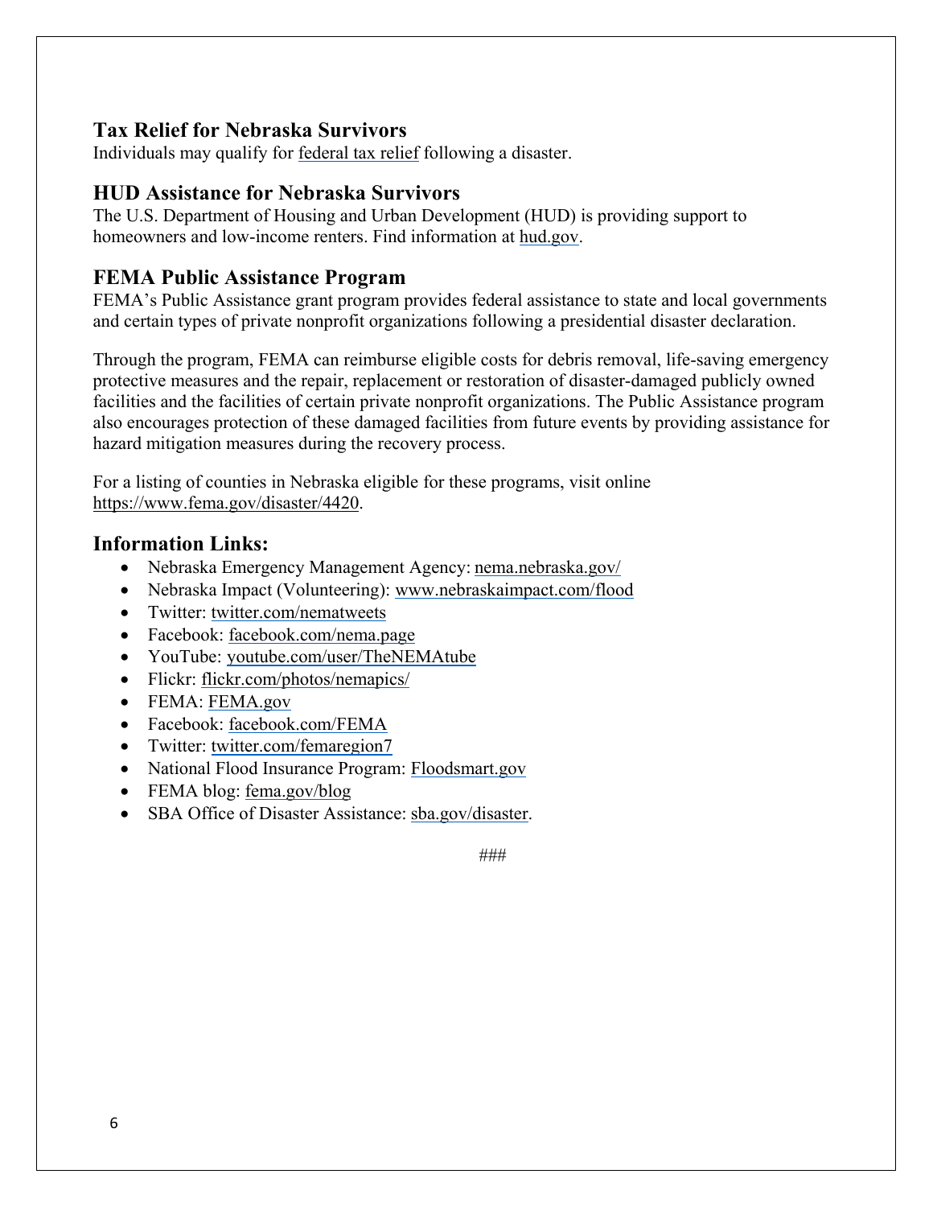## Tax Relief for Nebraska Survivors

Individuals may qualify for federal tax relief following a disaster.

## HUD Assistance for Nebraska Survivors

The U.S. Department of Housing and Urban Development (HUD) is providing support to homeowners and low-income renters. Find information at hud.gov.

## FEMA Public Assistance Program

FEMA's Public Assistance grant program provides federal assistance to state and local governments and certain types of private nonprofit organizations following a presidential disaster declaration.

Through the program, FEMA can reimburse eligible costs for debris removal, life-saving emergency protective measures and the repair, replacement or restoration of disaster-damaged publicly owned facilities and the facilities of certain private nonprofit organizations. The Public Assistance program also encourages protection of these damaged facilities from future events by providing assistance for hazard mitigation measures during the recovery process.

For a listing of counties in Nebraska eligible for these programs, visit online https://www.fema.gov/disaster/4420.

## Information Links:

- Nebraska Emergency Management Agency: nema.nebraska.gov/
- Nebraska Impact (Volunteering): www.nebraskaimpact.com/flood
- Twitter: twitter.com/nematweets
- Facebook: facebook.com/nema.page
- YouTube: youtube.com/user/TheNEMAtube
- Flickr: flickr.com/photos/nemapics/
- FEMA: FEMA.gov
- Facebook: facebook.com/FEMA
- Twitter: twitter.com/femaregion7
- National Flood Insurance Program: Floodsmart.gov
- FEMA blog: fema.gov/blog
- SBA Office of Disaster Assistance: sba.gov/disaster.

###